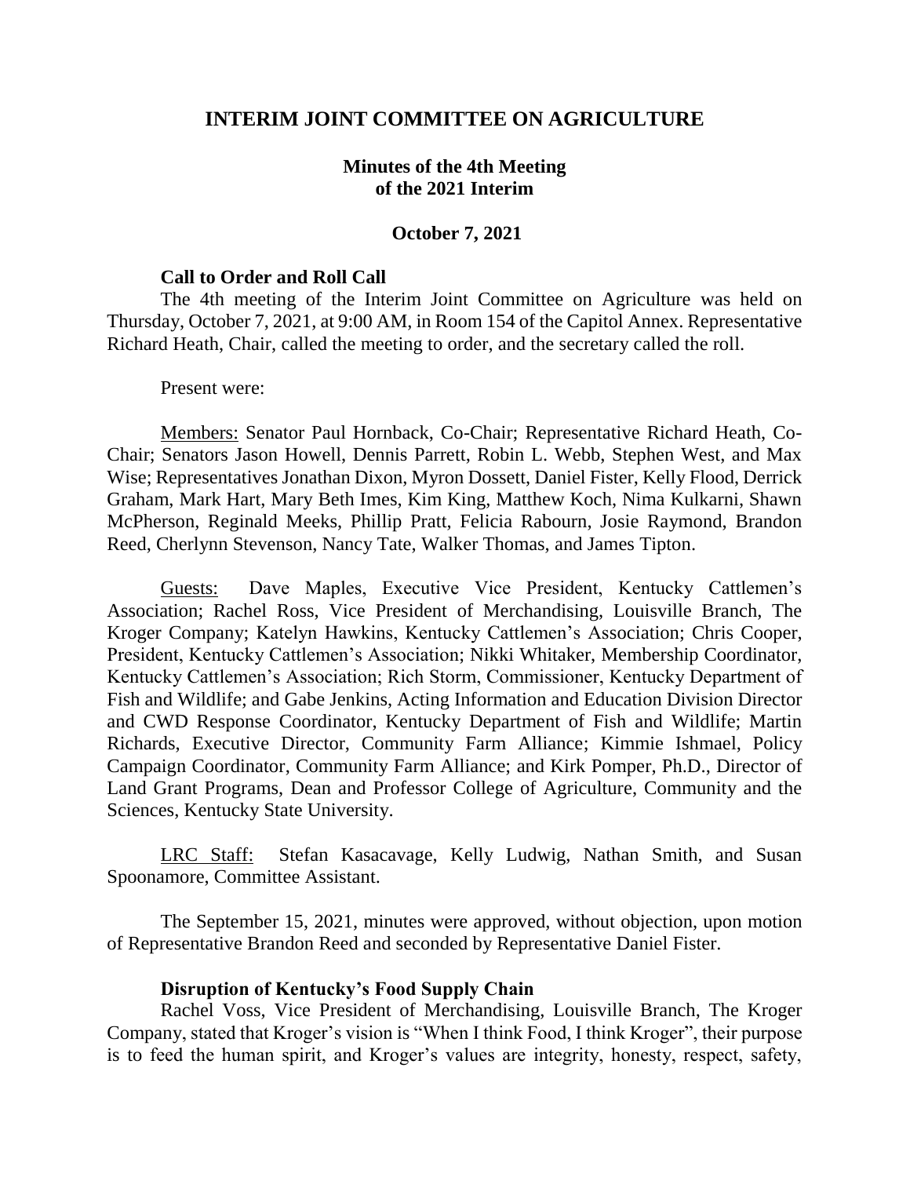# INTERIM JOINT COMMITTEE ON AGRICULTURE

## Minutes of the 4th Meeting of the 2021 Interim

### October 7, 2021

**Call to Order and Roll Call**

The 4th meeting of the Interim Joint Committee on Agriculture was held on Thursday, October 7, 2021, at 9:00 AM, in Room 154 of the Capitol Annex. Representative Richard Heath, Chair, called the meeting to order, and the secretary called the roll.

Present were:

Members: Senator Paul Hornback, Co-Chair; Representative Richard Heath, Co-Chair; Senators Jason Howell, Dennis Parrett, Robin L. Webb, Stephen West, and Max Wise; Representatives Jonathan Dixon, Myron Dossett, Daniel Fister, Kelly Flood, Derrick Graham, Mark Hart, Mary Beth Imes, Kim King, Matthew Koch, Nima Kulkarni, Shawn McPherson, Reginald Meeks, Phillip Pratt, Felicia Rabourn, Josie Raymond, Brandon Reed, Cherlynn Stevenson, Nancy Tate, Walker Thomas, and James Tipton.

Guests: Dave Maples, Executive Vice President, Kentucky Cattlemen's Association; Rachel Ross, Vice President of Merchandising, Louisville Branch, The Kroger Company; Katelyn Hawkins, Kentucky Cattlemen's Association; Chris Cooper, President, Kentucky Cattlemen's Association; Nikki Whitaker, Membership Coordinator, Kentucky Cattlemen's Association; Rich Storm, Commissioner, Kentucky Department of Fish and Wildlife; and Gabe Jenkins, Acting Information and Education Division Director and CWD Response Coordinator, Kentucky Department of Fish and Wildlife; Martin Richards, Executive Director, Community Farm Alliance; Kimmie Ishmael, Policy Campaign Coordinator, Community Farm Alliance; and Kirk Pomper, Ph.D., Director of Land Grant Programs, Dean and Professor College of Agriculture, Community and the Sciences, Kentucky State University.

LRC Staff: Stefan Kasacavage, Kelly Ludwig, Nathan Smith, and Susan Spoonamore, Committee Assistant.

The September 15, 2021, minutes were approved, without objection, upon motion of Representative Brandon Reed and seconded by Representative Daniel Fister.

**Disruption of Kentucky's Food Supply Chain**

Rachel Voss, Vice President of Merchandising, Louisville Branch, The Kroger Company, stated that Kroger's vision is "When I think Food, I think Kroger", their purpose is to feed the human spirit, and Kroger's values are integrity, honesty, respect, safety,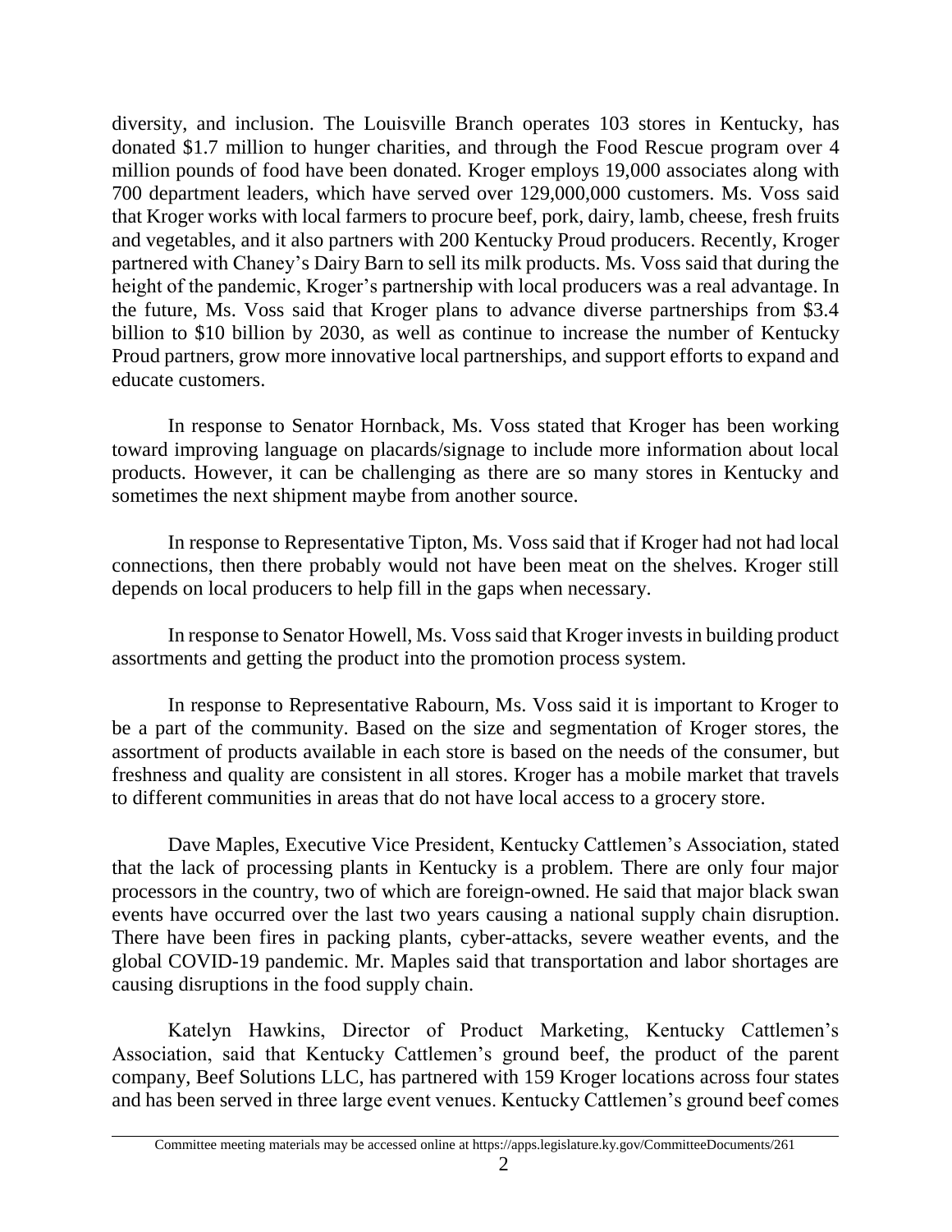diversity, and inclusion. The Louisville Branch operates 103 stores in Kentucky, has donated $1.7 million to hunger charities, and through the Food Rescue program over 4 million pounds of food have been donated. Kroger employs 19,000 associates along with 700 department leaders, which have served over 129,000,000 customers. Ms. Voss said that Kroger works with local farmers to procure beef, pork, dairy, lamb, cheese, fresh fruits and vegetables, and it also partners with 200 Kentucky Proud producers. Recently, Kroger partnered with Chaney's Dairy Barn to sell its milk products. Ms. Voss said that during the height of the pandemic, Kroger's partnership with local producers was a real advantage. In the future, Ms. Voss said that Kroger plans to advance diverse partnerships from $3.4 billion to $10 billion by 2030, as well as continue to increase the number of Kentucky Proud partners, grow more innovative local partnerships, and support efforts to expand and educate customers.

In response to Senator Hornback, Ms. Voss stated that Kroger has been working toward improving language on placards/signage to include more information about local products. However, it can be challenging as there are so many stores in Kentucky and sometimes the next shipment maybe from another source.

In response to Representative Tipton, Ms. Voss said that if Kroger had not had local connections, then there probably would not have been meat on the shelves. Kroger still depends on local producers to help fill in the gaps when necessary.

In response to Senator Howell, Ms. Voss said that Kroger invests in building product assortments and getting the product into the promotion process system.

In response to Representative Rabourn, Ms. Voss said it is important to Kroger to be a part of the community. Based on the size and segmentation of Kroger stores, the assortment of products available in each store is based on the needs of the consumer, but freshness and quality are consistent in all stores. Kroger has a mobile market that travels to different communities in areas that do not have local access to a grocery store.

Dave Maples, Executive Vice President, Kentucky Cattlemen's Association, stated that the lack of processing plants in Kentucky is a problem. There are only four major processors in the country, two of which are foreign-owned. He said that major black swan events have occurred over the last two years causing a national supply chain disruption. There have been fires in packing plants, cyber-attacks, severe weather events, and the global COVID-19 pandemic. Mr. Maples said that transportation and labor shortages are causing disruptions in the food supply chain.

Katelyn Hawkins, Director of Product Marketing, Kentucky Cattlemen's Association, said that Kentucky Cattlemen's ground beef, the product of the parent company, Beef Solutions LLC, has partnered with 159 Kroger locations across four states and has been served in three large event venues. Kentucky Cattlemen's ground beef comes

Committee meeting materials may be accessed online at https://apps.legislature.ky.gov/CommitteeDocuments/261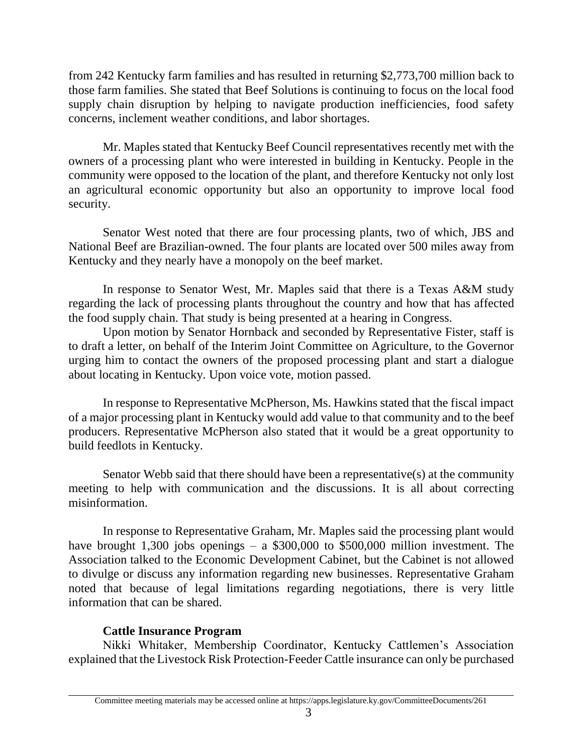from 242 Kentucky farm families and has resulted in returning $2,773,700 million back to those farm families. She stated that Beef Solutions is continuing to focus on the local food supply chain disruption by helping to navigate production inefficiencies, food safety concerns, inclement weather conditions, and labor shortages.

Mr. Maples stated that Kentucky Beef Council representatives recently met with the owners of a processing plant who were interested in building in Kentucky. People in the community were opposed to the location of the plant, and therefore Kentucky not only lost an agricultural economic opportunity but also an opportunity to improve local food security.

Senator West noted that there are four processing plants, two of which, JBS and National Beef are Brazilian-owned. The four plants are located over 500 miles away from Kentucky and they nearly have a monopoly on the beef market.

In response to Senator West, Mr. Maples said that there is a Texas A&M study regarding the lack of processing plants throughout the country and how that has affected the food supply chain. That study is being presented at a hearing in Congress.

Upon motion by Senator Hornback and seconded by Representative Fister, staff is to draft a letter, on behalf of the Interim Joint Committee on Agriculture, to the Governor urging him to contact the owners of the proposed processing plant and start a dialogue about locating in Kentucky. Upon voice vote, motion passed.

In response to Representative McPherson, Ms. Hawkins stated that the fiscal impact of a major processing plant in Kentucky would add value to that community and to the beef producers. Representative McPherson also stated that it would be a great opportunity to build feedlots in Kentucky.

Senator Webb said that there should have been a representative(s) at the community meeting to help with communication and the discussions. It is all about correcting misinformation.

In response to Representative Graham, Mr. Maples said the processing plant would have brought 1,300 jobs openings – a $300,000 to $500,000 million investment. The Association talked to the Economic Development Cabinet, but the Cabinet is not allowed to divulge or discuss any information regarding new businesses. Representative Graham noted that because of legal limitations regarding negotiations, there is very little information that can be shared.

**Cattle Insurance Program**

Nikki Whitaker, Membership Coordinator, Kentucky Cattlemen's Association explained that the Livestock Risk Protection-Feeder Cattle insurance can only be purchased

Committee meeting materials may be accessed online at https://apps.legislature.ky.gov/CommitteeDocuments/261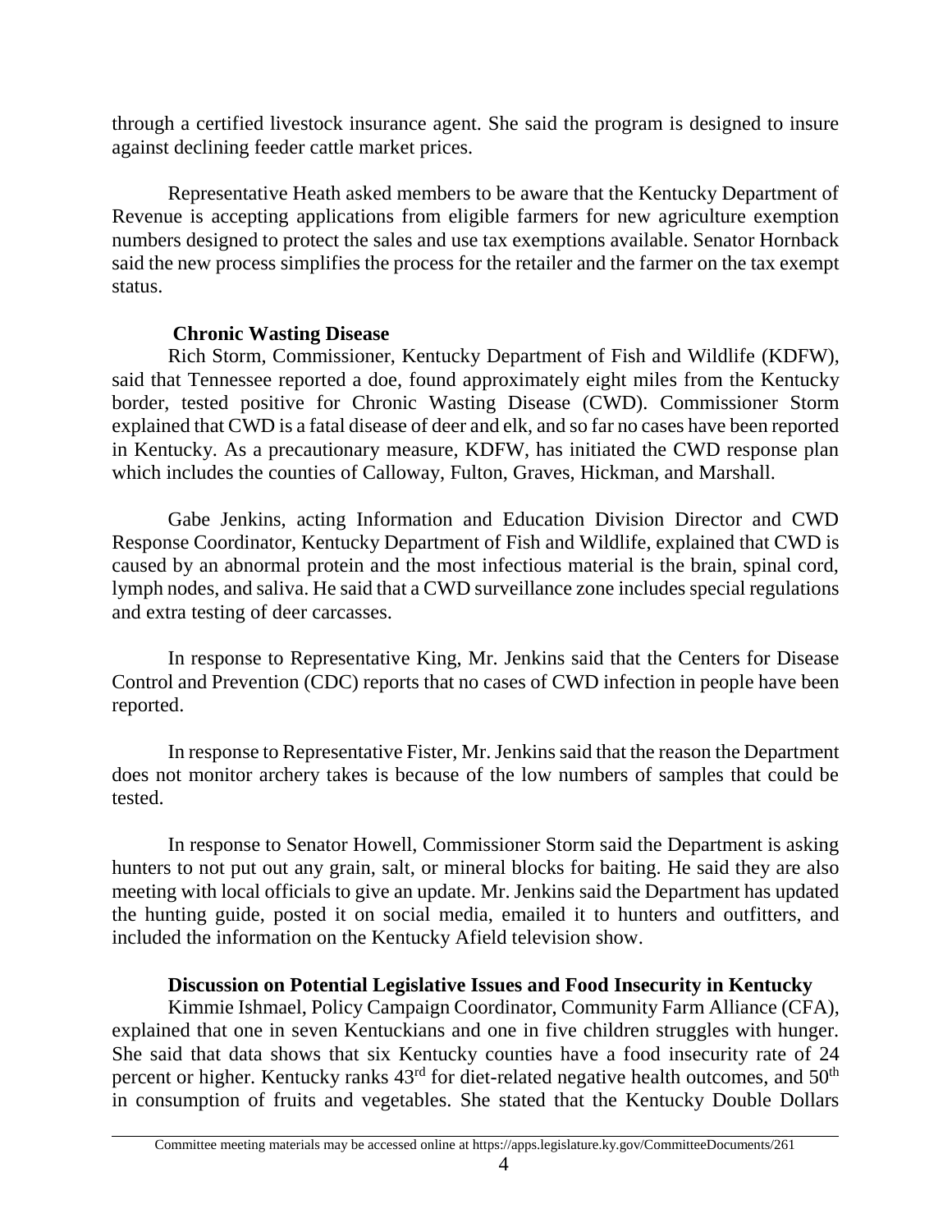through a certified livestock insurance agent. She said the program is designed to insure against declining feeder cattle market prices.

Representative Heath asked members to be aware that the Kentucky Department of Revenue is accepting applications from eligible farmers for new agriculture exemption numbers designed to protect the sales and use tax exemptions available. Senator Hornback said the new process simplifies the process for the retailer and the farmer on the tax exempt status.

**Chronic Wasting Disease**

Rich Storm, Commissioner, Kentucky Department of Fish and Wildlife (KDFW), said that Tennessee reported a doe, found approximately eight miles from the Kentucky border, tested positive for Chronic Wasting Disease (CWD). Commissioner Storm explained that CWD is a fatal disease of deer and elk, and so far no cases have been reported in Kentucky. As a precautionary measure, KDFW, has initiated the CWD response plan which includes the counties of Calloway, Fulton, Graves, Hickman, and Marshall.

Gabe Jenkins, acting Information and Education Division Director and CWD Response Coordinator, Kentucky Department of Fish and Wildlife, explained that CWD is caused by an abnormal protein and the most infectious material is the brain, spinal cord, lymph nodes, and saliva. He said that a CWD surveillance zone includes special regulations and extra testing of deer carcasses.

In response to Representative King, Mr. Jenkins said that the Centers for Disease Control and Prevention (CDC) reports that no cases of CWD infection in people have been reported.

In response to Representative Fister, Mr. Jenkins said that the reason the Department does not monitor archery takes is because of the low numbers of samples that could be tested.

In response to Senator Howell, Commissioner Storm said the Department is asking hunters to not put out any grain, salt, or mineral blocks for baiting. He said they are also meeting with local officials to give an update. Mr. Jenkins said the Department has updated the hunting guide, posted it on social media, emailed it to hunters and outfitters, and included the information on the Kentucky Afield television show.

**Discussion on Potential Legislative Issues and Food Insecurity in Kentucky**

Kimmie Ishmael, Policy Campaign Coordinator, Community Farm Alliance (CFA), explained that one in seven Kentuckians and one in five children struggles with hunger. She said that data shows that six Kentucky counties have a food insecurity rate of 24 percent or higher. Kentucky ranks 43rd for diet-related negative health outcomes, and 50th in consumption of fruits and vegetables. She stated that the Kentucky Double Dollars

Committee meeting materials may be accessed online at https://apps.legislature.ky.gov/CommitteeDocuments/261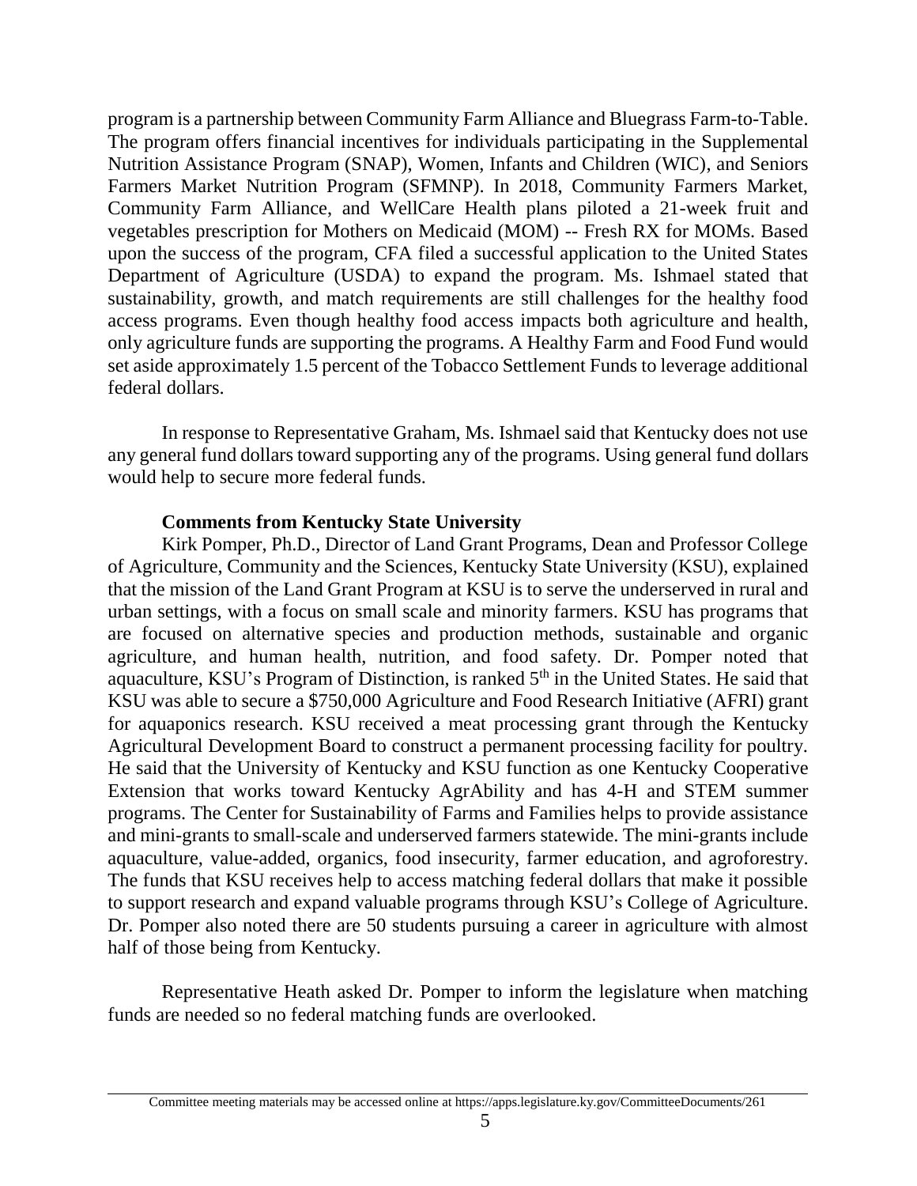program is a partnership between Community Farm Alliance and Bluegrass Farm-to-Table. The program offers financial incentives for individuals participating in the Supplemental Nutrition Assistance Program (SNAP), Women, Infants and Children (WIC), and Seniors Farmers Market Nutrition Program (SFMNP). In 2018, Community Farmers Market, Community Farm Alliance, and WellCare Health plans piloted a 21-week fruit and vegetables prescription for Mothers on Medicaid (MOM) -- Fresh RX for MOMs. Based upon the success of the program, CFA filed a successful application to the United States Department of Agriculture (USDA) to expand the program. Ms. Ishmael stated that sustainability, growth, and match requirements are still challenges for the healthy food access programs. Even though healthy food access impacts both agriculture and health, only agriculture funds are supporting the programs. A Healthy Farm and Food Fund would set aside approximately 1.5 percent of the Tobacco Settlement Funds to leverage additional federal dollars.

In response to Representative Graham, Ms. Ishmael said that Kentucky does not use any general fund dollars toward supporting any of the programs. Using general fund dollars would help to secure more federal funds.

**Comments from Kentucky State University**

Kirk Pomper, Ph.D., Director of Land Grant Programs, Dean and Professor College of Agriculture, Community and the Sciences, Kentucky State University (KSU), explained that the mission of the Land Grant Program at KSU is to serve the underserved in rural and urban settings, with a focus on small scale and minority farmers. KSU has programs that are focused on alternative species and production methods, sustainable and organic agriculture, and human health, nutrition, and food safety. Dr. Pomper noted that aquaculture, KSU's Program of Distinction, is ranked 5th in the United States. He said that KSU was able to secure a $750,000 Agriculture and Food Research Initiative (AFRI) grant for aquaponics research. KSU received a meat processing grant through the Kentucky Agricultural Development Board to construct a permanent processing facility for poultry. He said that the University of Kentucky and KSU function as one Kentucky Cooperative Extension that works toward Kentucky AgrAbility and has 4-H and STEM summer programs. The Center for Sustainability of Farms and Families helps to provide assistance and mini-grants to small-scale and underserved farmers statewide. The mini-grants include aquaculture, value-added, organics, food insecurity, farmer education, and agroforestry. The funds that KSU receives help to access matching federal dollars that make it possible to support research and expand valuable programs through KSU's College of Agriculture. Dr. Pomper also noted there are 50 students pursuing a career in agriculture with almost half of those being from Kentucky.

Representative Heath asked Dr. Pomper to inform the legislature when matching funds are needed so no federal matching funds are overlooked.

Committee meeting materials may be accessed online at https://apps.legislature.ky.gov/CommitteeDocuments/261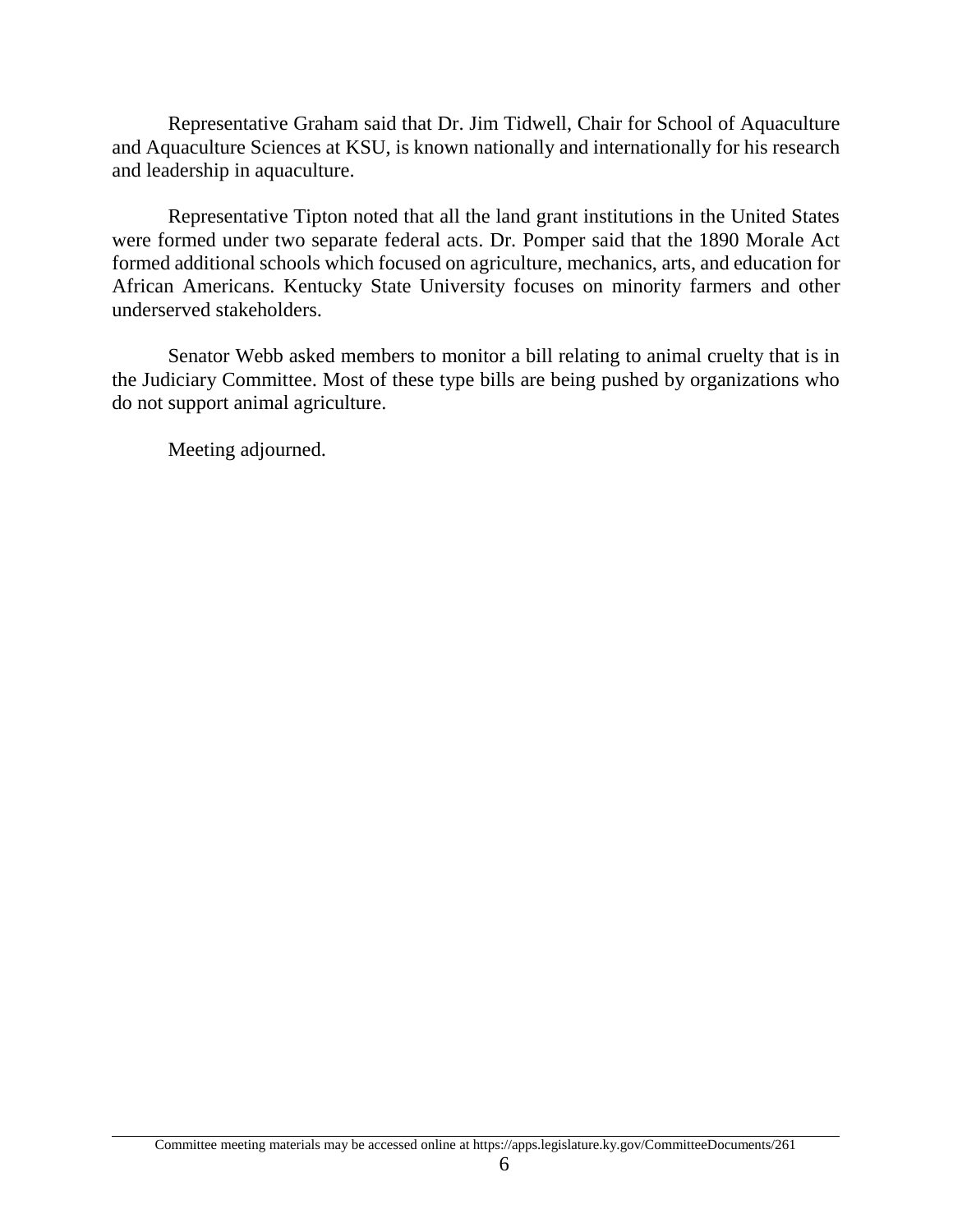Representative Graham said that Dr. Jim Tidwell, Chair for School of Aquaculture and Aquaculture Sciences at KSU, is known nationally and internationally for his research and leadership in aquaculture.

Representative Tipton noted that all the land grant institutions in the United States were formed under two separate federal acts. Dr. Pomper said that the 1890 Morale Act formed additional schools which focused on agriculture, mechanics, arts, and education for African Americans. Kentucky State University focuses on minority farmers and other underserved stakeholders.

Senator Webb asked members to monitor a bill relating to animal cruelty that is in the Judiciary Committee. Most of these type bills are being pushed by organizations who do not support animal agriculture.

Meeting adjourned.

Committee meeting materials may be accessed online at https://apps.legislature.ky.gov/CommitteeDocuments/261